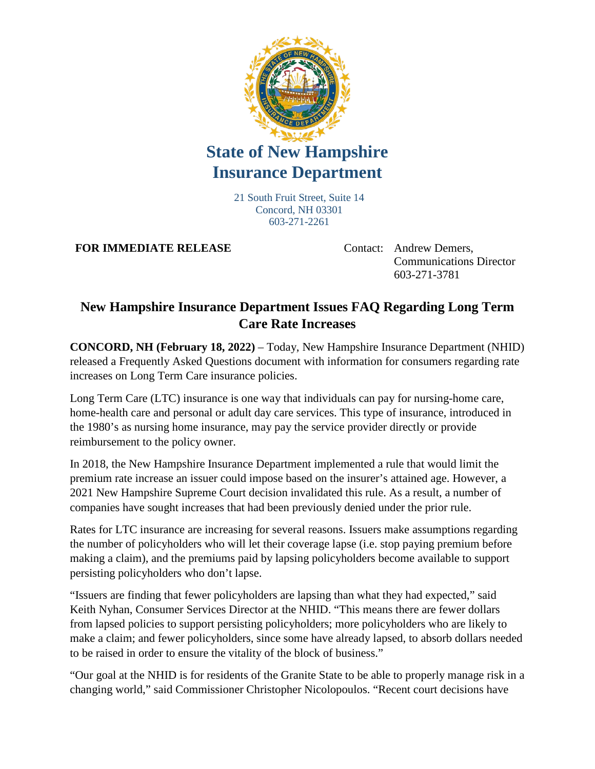# State of New Hampshire Insurance Department

21 South Fruit Street, Suite 14
Concord, NH 03301
603-271-2261

**FOR IMMEDIATE RELEASE**

Contact: Andrew Demers,
Communications Director
603-271-3781

## New Hampshire Insurance Department Issues FAQ Regarding Long Term Care Rate Increases

**CONCORD, NH (February 18, 2022)** – Today, New Hampshire Insurance Department (NHID) released a Frequently Asked Questions document with information for consumers regarding rate increases on Long Term Care insurance policies.

Long Term Care (LTC) insurance is one way that individuals can pay for nursing-home care, home-health care and personal or adult day care services. This type of insurance, introduced in the 1980's as nursing home insurance, may pay the service provider directly or provide reimbursement to the policy owner.

In 2018, the New Hampshire Insurance Department implemented a rule that would limit the premium rate increase an issuer could impose based on the insurer's attained age. However, a 2021 New Hampshire Supreme Court decision invalidated this rule. As a result, a number of companies have sought increases that had been previously denied under the prior rule.

Rates for LTC insurance are increasing for several reasons. Issuers make assumptions regarding the number of policyholders who will let their coverage lapse (i.e. stop paying premium before making a claim), and the premiums paid by lapsing policyholders become available to support persisting policyholders who don't lapse.

"Issuers are finding that fewer policyholders are lapsing than what they had expected," said Keith Nyhan, Consumer Services Director at the NHID. "This means there are fewer dollars from lapsed policies to support persisting policyholders; more policyholders who are likely to make a claim; and fewer policyholders, since some have already lapsed, to absorb dollars needed to be raised in order to ensure the vitality of the block of business."

"Our goal at the NHID is for residents of the Granite State to be able to properly manage risk in a changing world," said Commissioner Christopher Nicolopoulos. "Recent court decisions have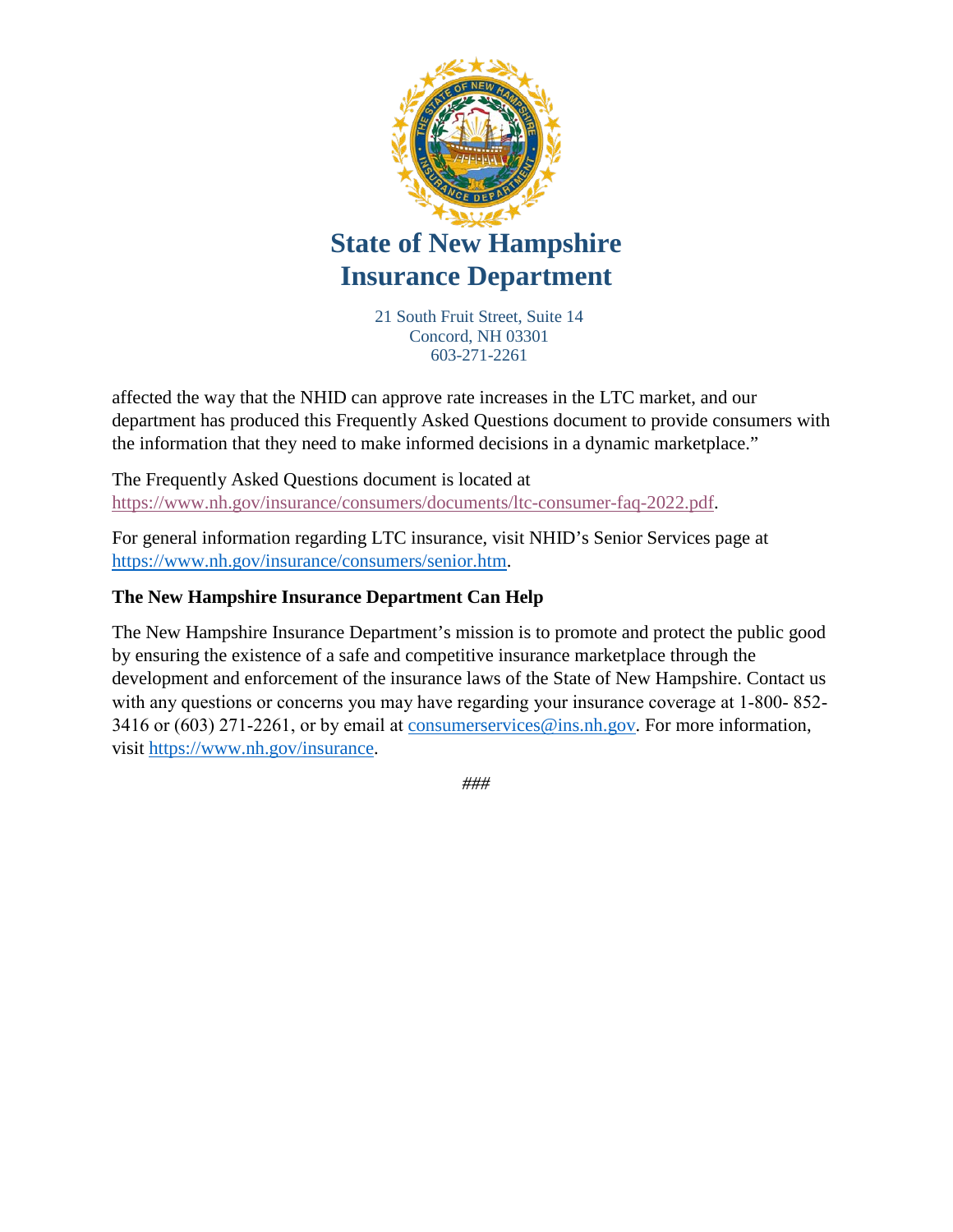# State of New Hampshire Insurance Department

21 South Fruit Street, Suite 14
Concord, NH 03301
603-271-2261

affected the way that the NHID can approve rate increases in the LTC market, and our department has produced this Frequently Asked Questions document to provide consumers with the information that they need to make informed decisions in a dynamic marketplace."

The Frequently Asked Questions document is located at https://www.nh.gov/insurance/consumers/documents/ltc-consumer-faq-2022.pdf.

For general information regarding LTC insurance, visit NHID's Senior Services page at https://www.nh.gov/insurance/consumers/senior.htm.

**The New Hampshire Insurance Department Can Help**

The New Hampshire Insurance Department's mission is to promote and protect the public good by ensuring the existence of a safe and competitive insurance marketplace through the development and enforcement of the insurance laws of the State of New Hampshire. Contact us with any questions or concerns you may have regarding your insurance coverage at 1-800- 852-3416 or (603) 271-2261, or by email at consumerservices@ins.nh.gov. For more information, visit https://www.nh.gov/insurance.

###